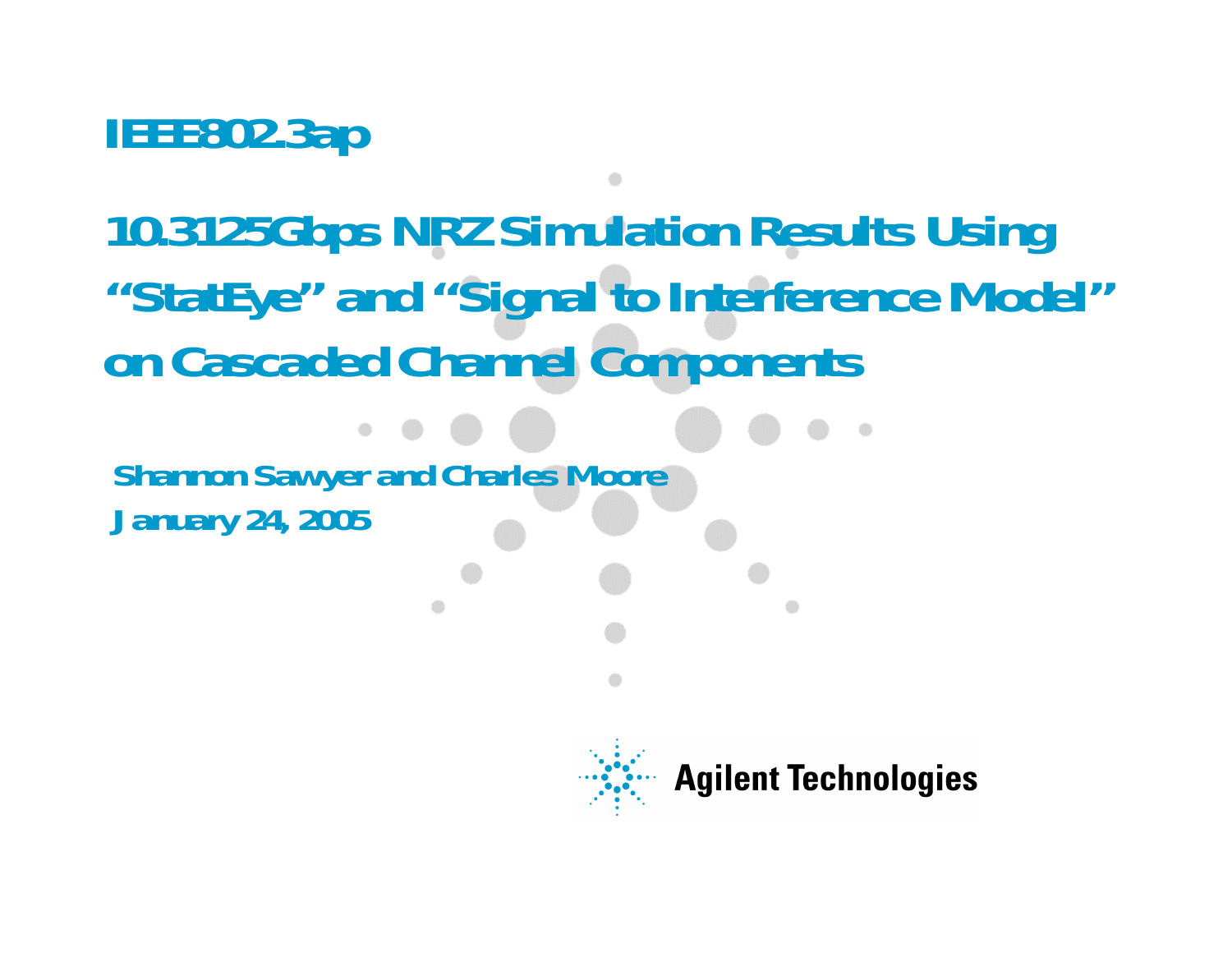# IEEE802.3ap

# 10.3125Gbps NRZ Simulation Results Using "StatEye" and "Signal to Interference Model" on Cascaded Channel Components

**Shannon Sawyer and Charles Moore**

**January 24, 2005**

Agilent Technologies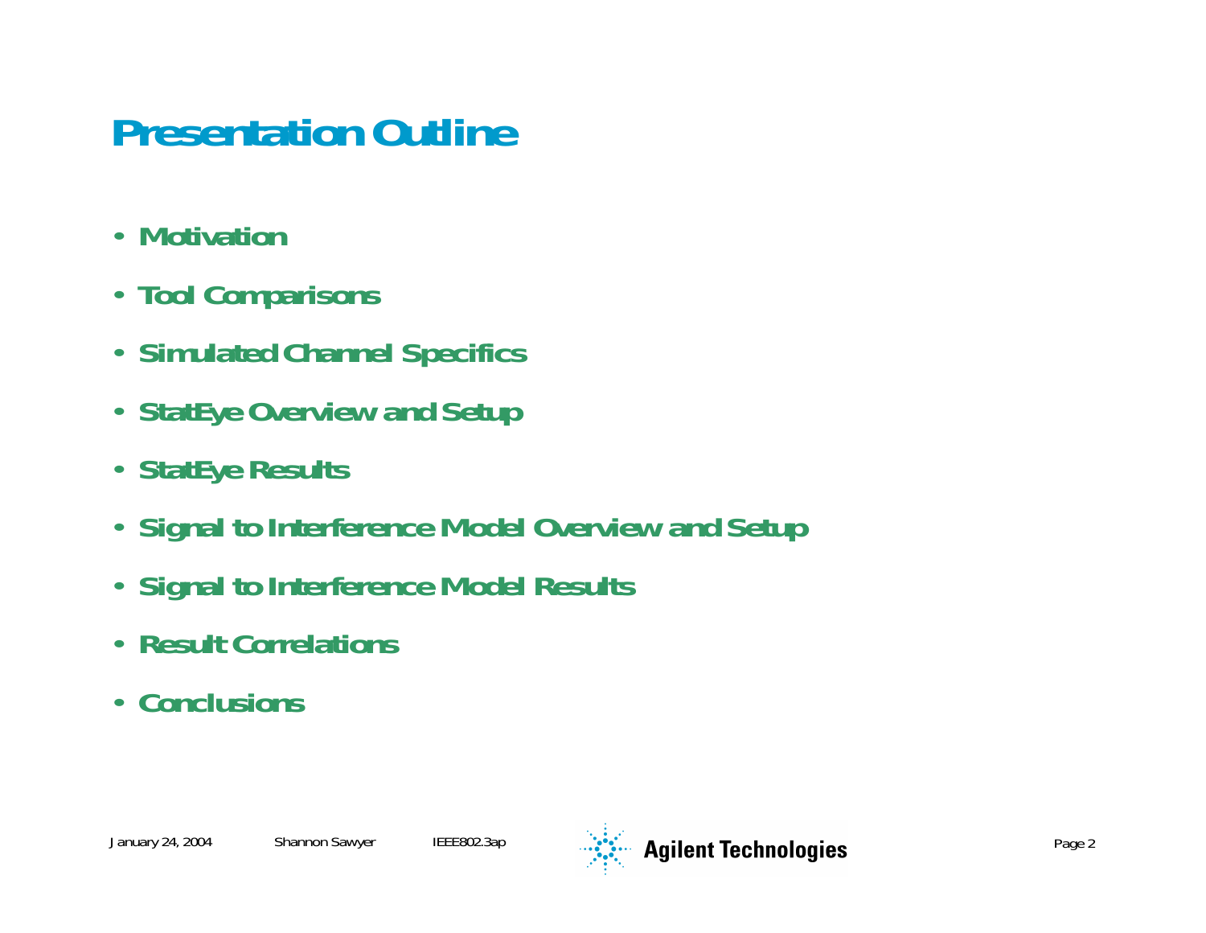# Presentation Outline

- Motivation
- Tool Comparisons
- Simulated Channel Specifics
- StatEye Overview and Setup
- StatEye Results
- Signal to Interference Model Overview and Setup
- Signal to Interference Model Results
- Result Correlations
- Conclusions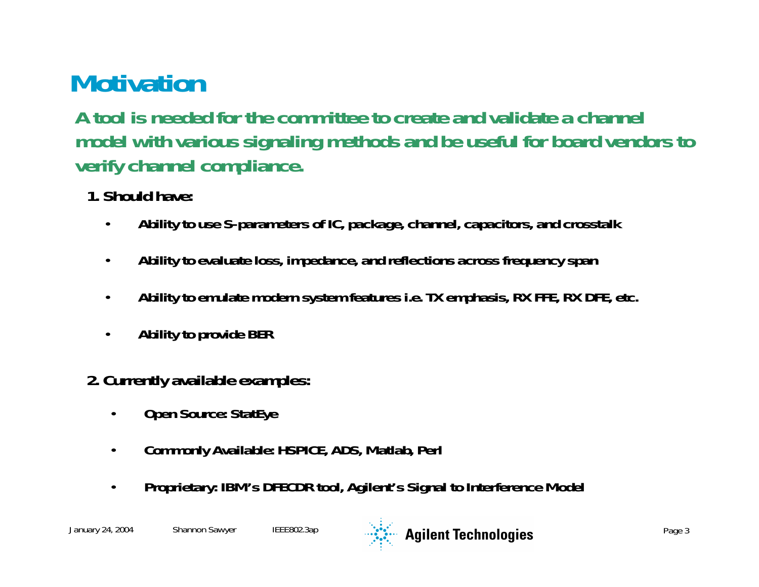# Motivation

**A tool is needed for the committee to create and validate a channel model with various signaling methods and be useful for board vendors to verify channel compliance.**

**1. Should have:**

- **Ability to use S-parameters of IC, package, channel, capacitors, and crosstalk**
- **Ability to evaluate loss, impedance, and reflections across frequency span**
- **Ability to emulate modern system features i.e. TX emphasis, RX FFE, RX DFE, etc.**
- **Ability to provide BER**

**2. Currently available examples:**

- **Open Source: StatEye**
- **Commonly Available: HSPICE, ADS, Matlab, Perl**
- **Proprietary: IBM's DFECDR tool, Agilent's Signal to Interference Model**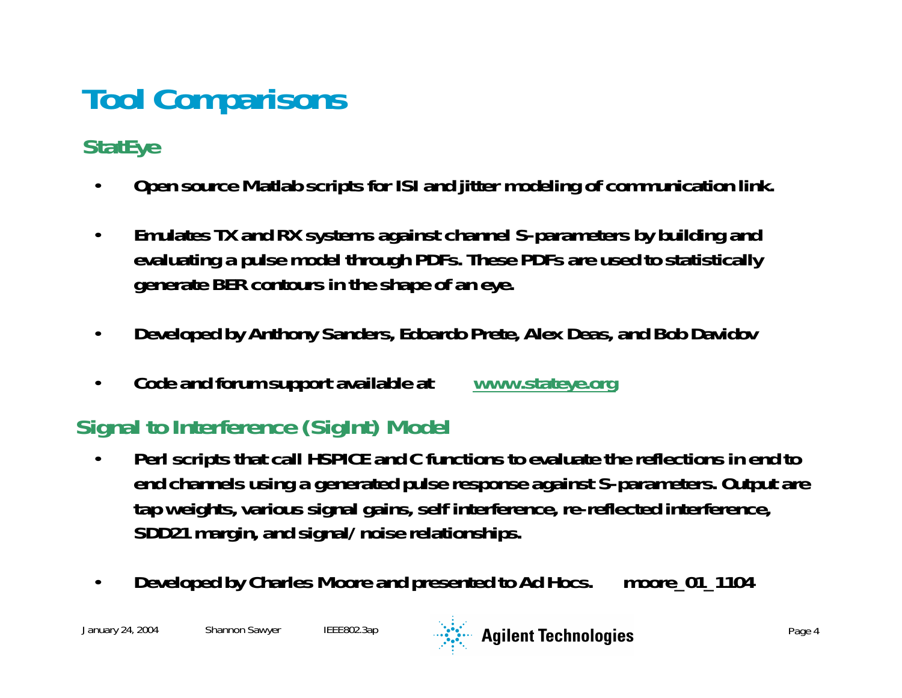# Tool Comparisons

## StatEye

- **Open source Matlab scripts for ISI and jitter modeling of communication link.**
- **Emulates TX and RX systems against channel S-parameters by building and evaluating a pulse model through PDFs. These PDFs are used to statistically generate BER contours in the shape of an eye.**
- **Developed by Anthony Sanders, Edoardo Prete, Alex Deas, and Bob Davidov**
- **Code and forum support available at** [www.stateye.org](www.stateye.org)

## Signal to Interference (SigInt) Model

- **Perl scripts that call HSPICE and C functions to evaluate the reflections in end to end channels using a generated pulse response against S-parameters. Output are tap weights, various signal gains, self interference, re-reflected interference, SDD21 margin, and signal/noise relationships.**
- **Developed by Charles Moore and presented to Ad Hocs. moore_01_1104**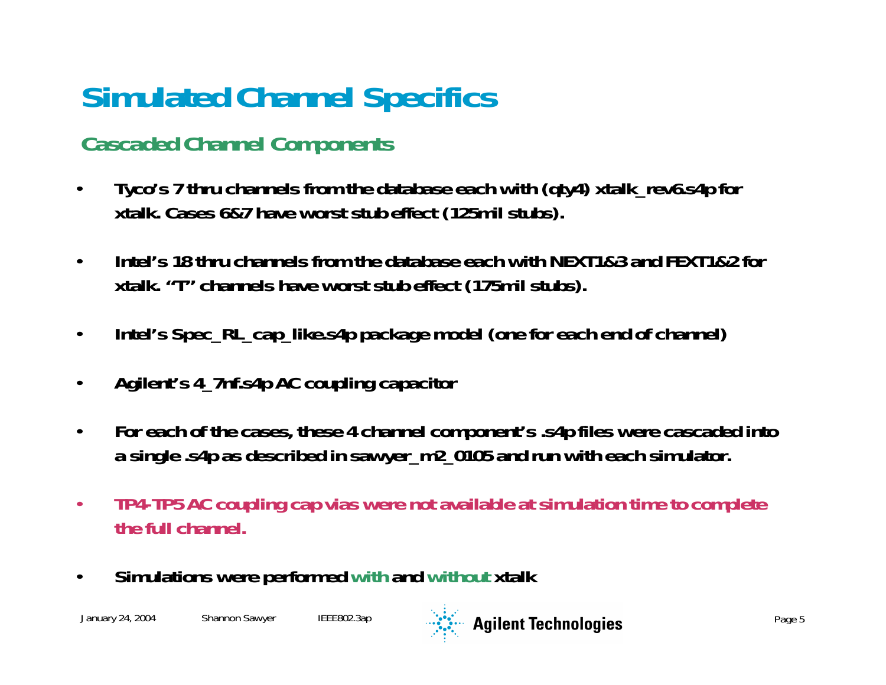# Simulated Channel Specifics

## Cascaded Channel Components

- Tyco's 7 thru channels from the database each with (qty4) xtalk_rev6.s4p for xtalk. Cases 6&7 have worst stub effect (125mil stubs).
- Intel's 18 thru channels from the database each with NEXT1&3 and FEXT1&2 for xtalk. "T" channels have worst stub effect (175mil stubs).
- Intel's Spec_RL_cap_like.s4p package model (one for each end of channel)
- Agilent's 4_7nf.s4p AC coupling capacitor
- For each of the cases, these 4 channel component's .s4p files were cascaded into a single .s4p as described in sawyer_m2_0105 and run with each simulator.
- TP4-TP5 AC coupling cap vias were not available at simulation time to complete the full channel.
- Simulations were performed with and without xtalk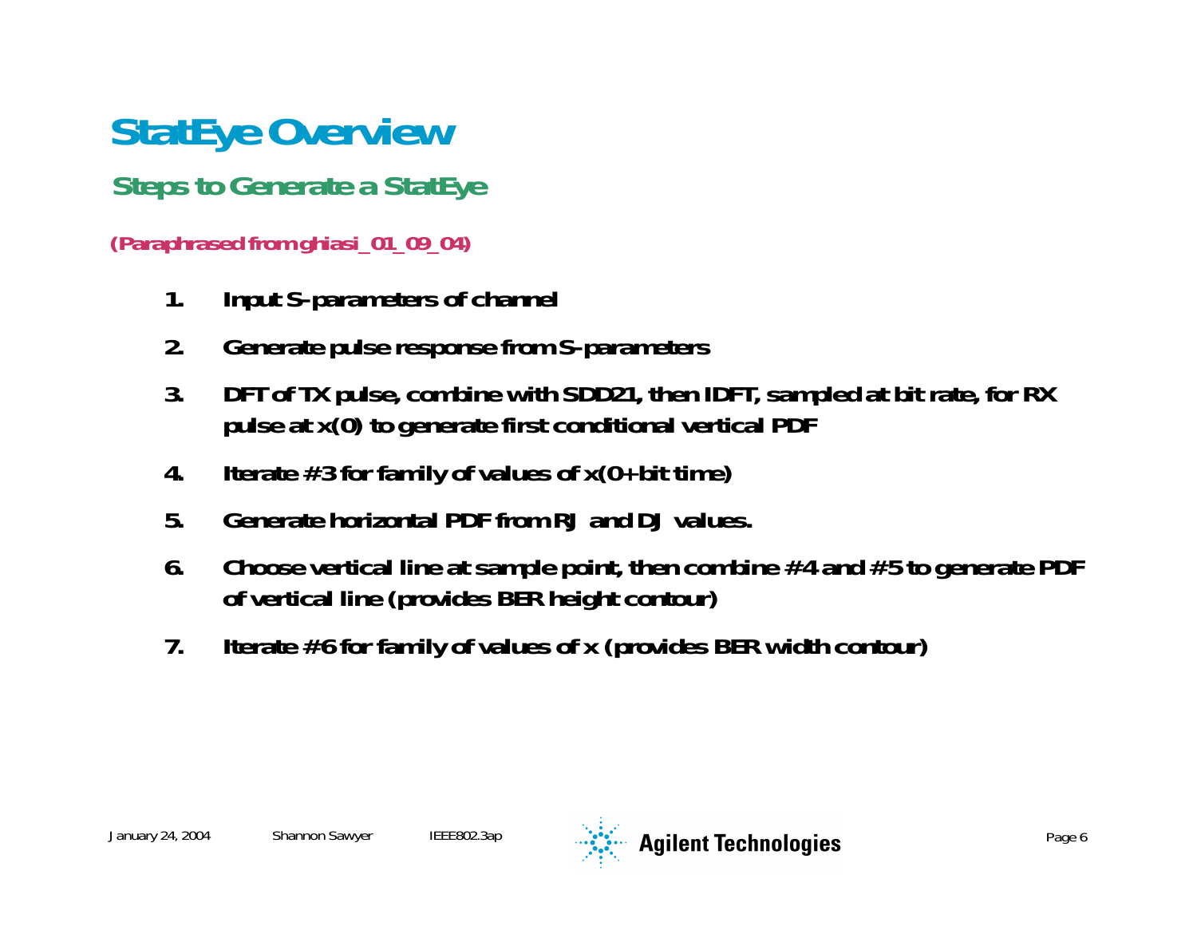# StatEye Overview

## Steps to Generate a StatEye

**(Paraphrased from ghiasi_01_09_04)**

1. **Input S-parameters of channel**
2. **Generate pulse response from S-parameters**
3. **DFT of TX pulse, combine with SDD21, then IDFT, sampled at bit rate, for RX pulse at x(0) to generate first conditional vertical PDF**
4. **Iterate #3 for family of values of x(0+bit time)**
5. **Generate horizontal PDF from RJ and DJ values.**
6. **Choose vertical line at sample point, then combine #4 and #5 to generate PDF of vertical line (provides BER height contour)**
7. **Iterate #6 for family of values of x (provides BER width contour)**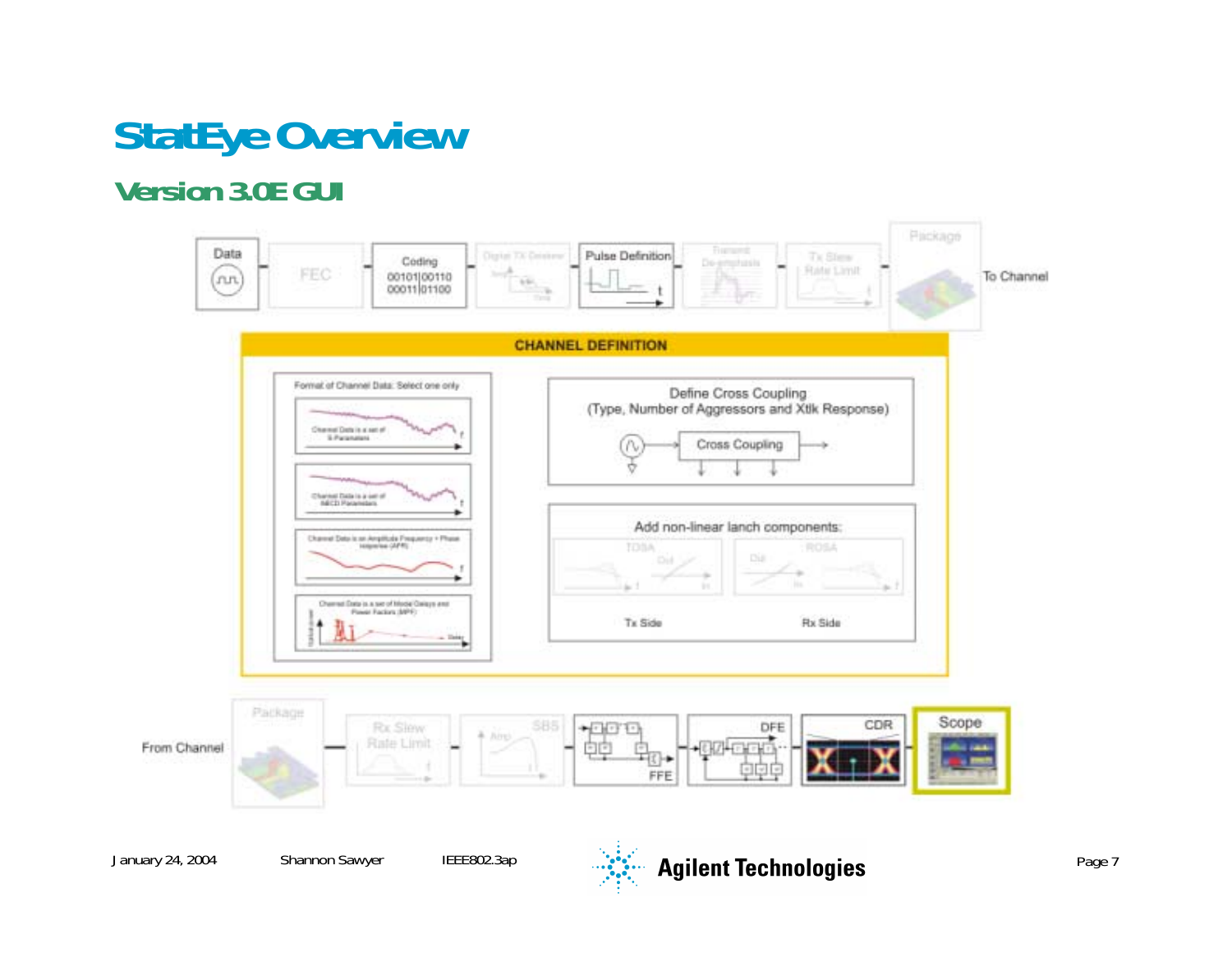# StatEye Overview

## Version 3.0E GUI

Data

FEC

Coding
00101|00110
00011|01100

Digital TX Deskew

Pulse Definition

Transmit De-emphasis

Tx Slew Rate Limit

Package

To Channel

**CHANNEL DEFINITION**

Format of Channel Data: Select one only

- Channel Data is a set of S-Parameters
- Channel Data is a set of ABCD Parameters
- Channel Data is an Amplitude Frequency + Phase response (APR)
- Channel Data is a set of Modal Delays and Power Factors (MPF)

Define Cross Coupling
(Type, Number of Aggressors and Xtlk Response)

Cross Coupling

Add non-linear lanch components:

TOSA

ROSA

Tx Side

Rx Side

From Channel

Package

Rx Slew Rate Limit

SBS

FFE

DFE

CDR

Scope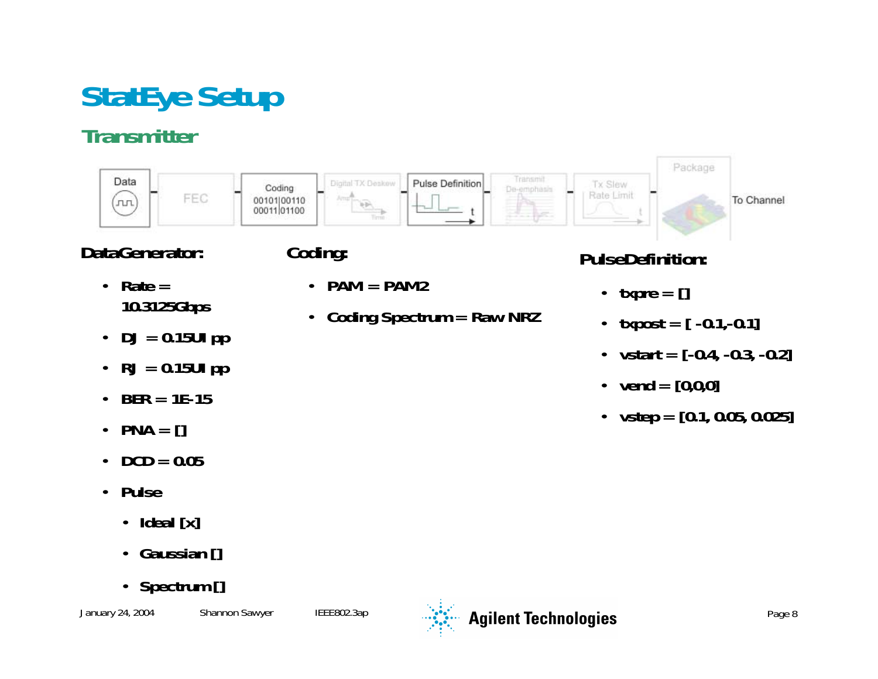# StatEye Setup

## Transmitter

Data → FEC → Coding (00101|00110 00011|01100) → Digital TX Deskew → Pulse Definition → Transmit De-emphasis → Tx Slew Rate Limit → Package → To Channel

**DataGenerator:**

- Rate = 10.3125Gbps
- DJ = 0.15UI pp
- RJ = 0.15UI pp
- BER = 1E-15
- PNA = []
- DCD = 0.05
- Pulse
  - Ideal [x]
  - Gaussian []
  - Spectrum []

**Coding:**

- PAM = PAM2
- Coding Spectrum = Raw NRZ

**PulseDefinition:**

- txpre = []
- txpost = [ -0.1,-0.1]
- vstart = [-0.4, -0.3, -0.2]
- vend = [0,0,0]
- vstep = [0.1, 0.05, 0.025]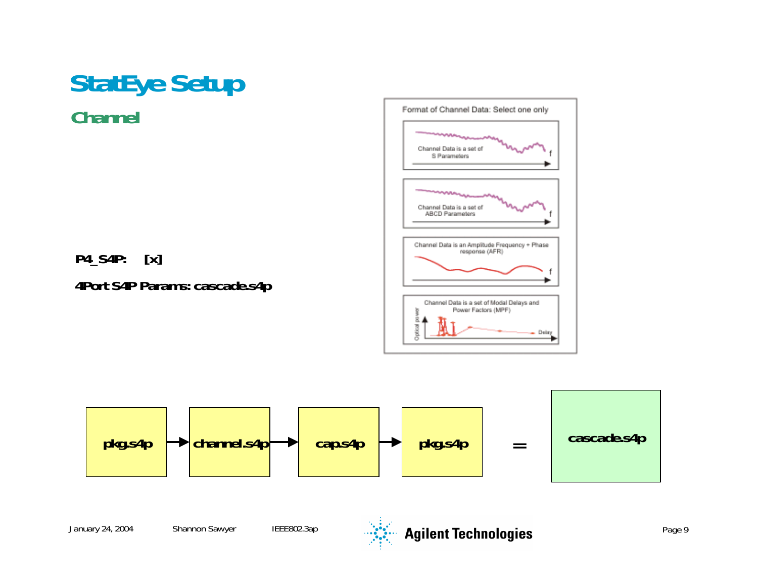# StatEye Setup

## Channel

**P4_S4P: [x]**

**4Port S4P Params: cascade.s4p**

Format of Channel Data: Select one only

- Channel Data is a set of S Parameters
- Channel Data is a set of ABCD Parameters
- Channel Data is an Amplitude Frequency + Phase response (AFR)
- Channel Data is a set of Modal Delays and Power Factors (MPF)

**pkg.s4p** → **channel.s4p** → **cap.s4p** → **pkg.s4p** = **cascade.s4p**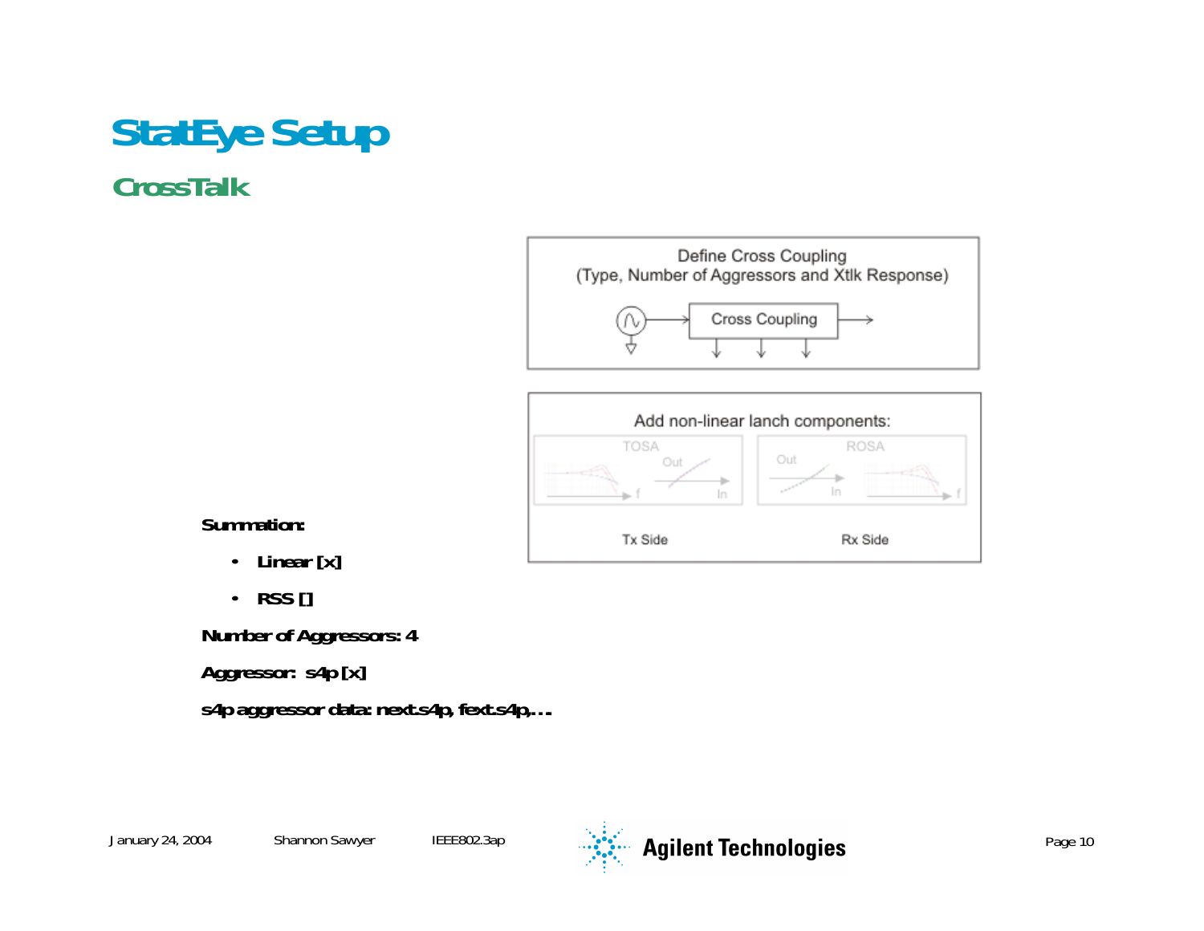# StatEye Setup

## CrossTalk

Define Cross Coupling
(Type, Number of Aggregssors and Xtlk Response)

Cross Coupling

Add non-linear lanch components:

TOSA

ROSA

Tx Side

Rx Side

**Summation:**

- **Linear [x]**
- **RSS []**

**Number of Aggressors: 4**

**Aggressor: s4p [x]**

**s4p aggressor data: next.s4p, fext.s4p,…**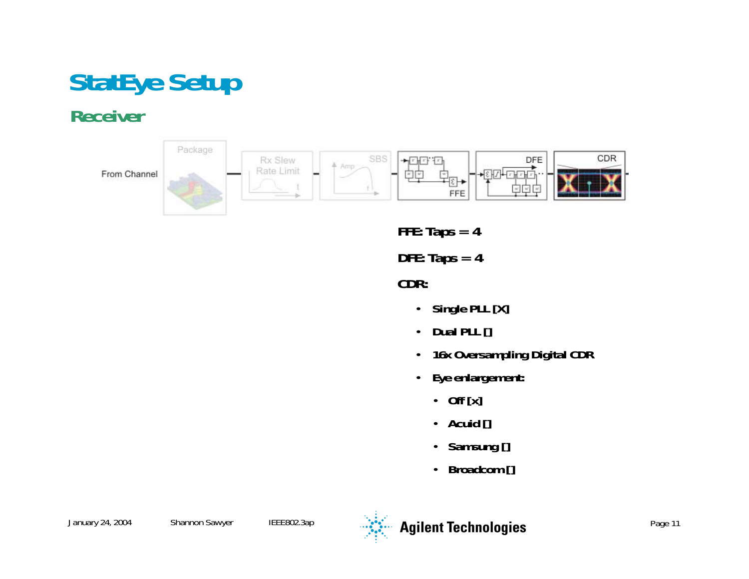# StatEye Setup

## Receiver

From Channel

Package | Rx Slew Rate Limit | SBS | FFE | DFE | CDR

**FFE: Taps = 4**

**DFE: Taps = 4**

**CDR:**

- **Single PLL [X]**
- **Dual PLL []**
- **16x Oversampling Digital CDR**
- **Eye enlargement:**
  - **Off [x]**
  - **Acuid []**
  - **Samsung []**
  - **Broadcom []**

January 24, 2004 Shannon Sawyer IEEE802.3ap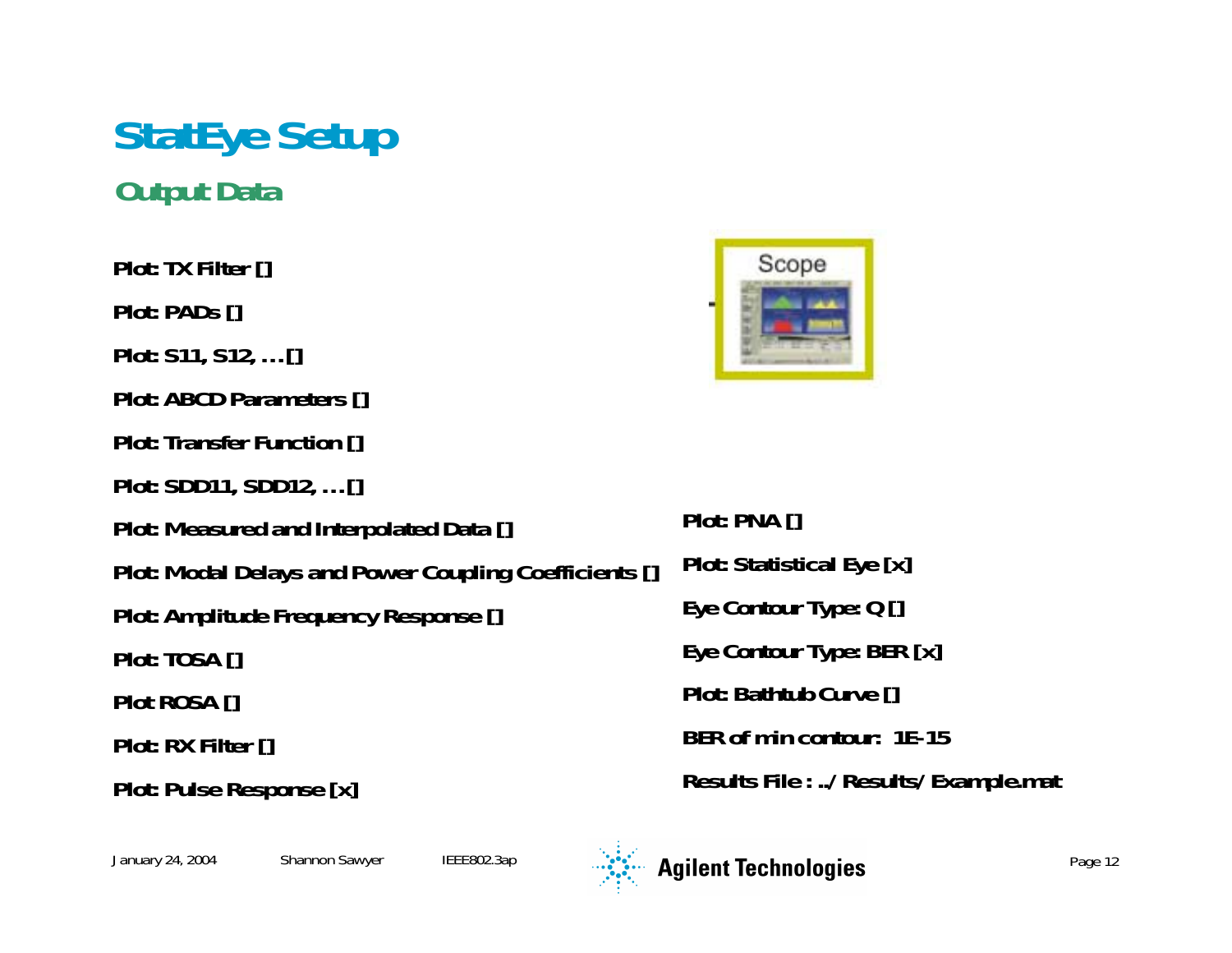# StatEye Setup

## Output Data

Plot: TX Filter []

Plot: PADs []

Plot: S11, S12, … []

Plot: ABCD Parameters []

Plot: Transfer Function []

Plot: SDD11, SDD12, … []

Plot: Measured and Interpolated Data []

Plot: Modal Delays and Power Coupling Coefficients []

Plot: Amplitude Frequency Response []

Plot: TOSA []

Plot ROSA []

Plot: RX Filter []

Plot: Pulse Response [x]

Plot: PNA []

Plot: Statistical Eye [x]

Eye Contour Type: Q []

Eye Contour Type: BER [x]

Plot: Bathtub Curve []

BER of min contour:  1E-15

Results File : ../Results/Example.mat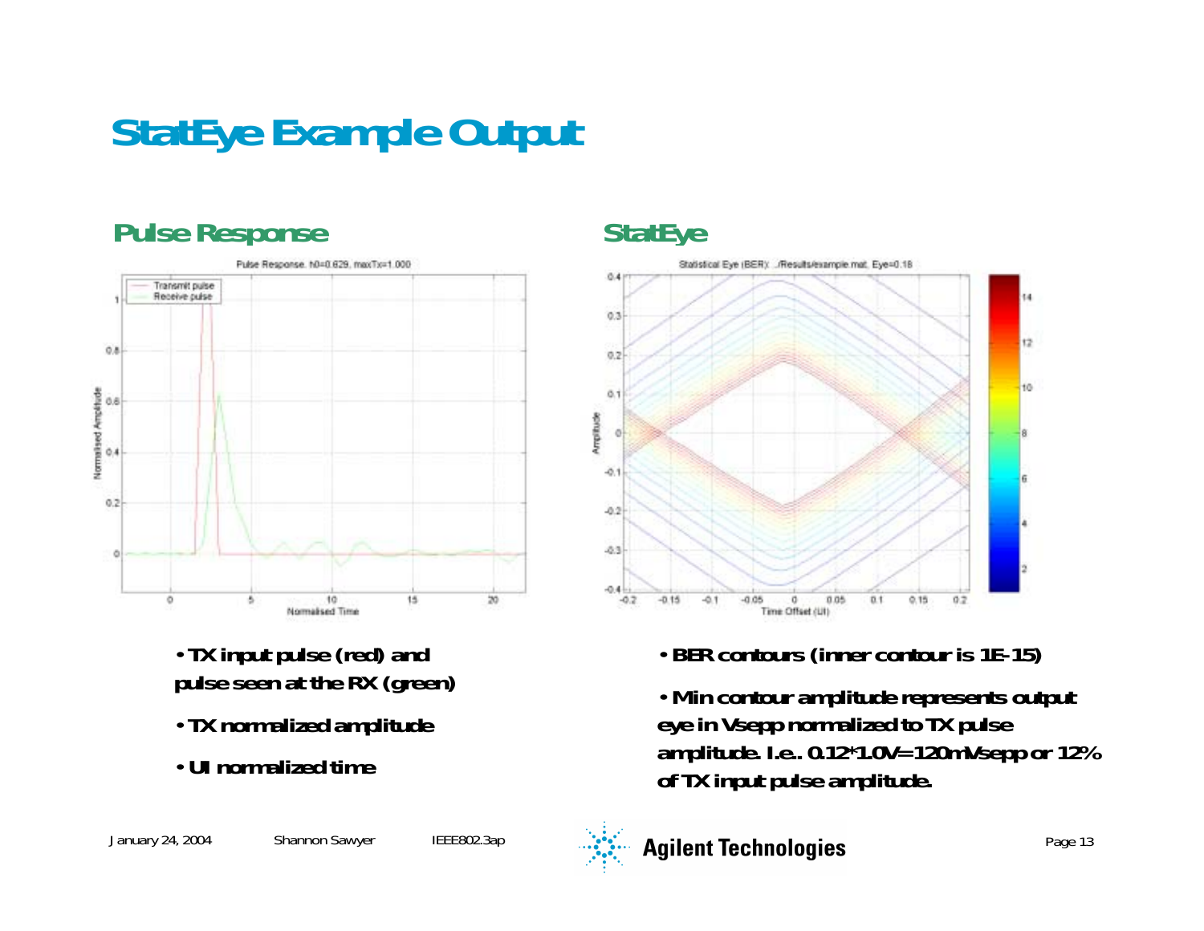# StatEye Example Output

## Pulse Response

- TX input pulse (red) and pulse seen at the RX (green)
- TX normalized amplitude
- UI normalized time

## StatEye

- BER contours (inner contour is 1E-15)
- Min contour amplitude represents output eye in Vsepp normalized to TX pulse amplitude. I.e.. 0.12*1.0V=120mVsepp or 12% of TX input pulse amplitude.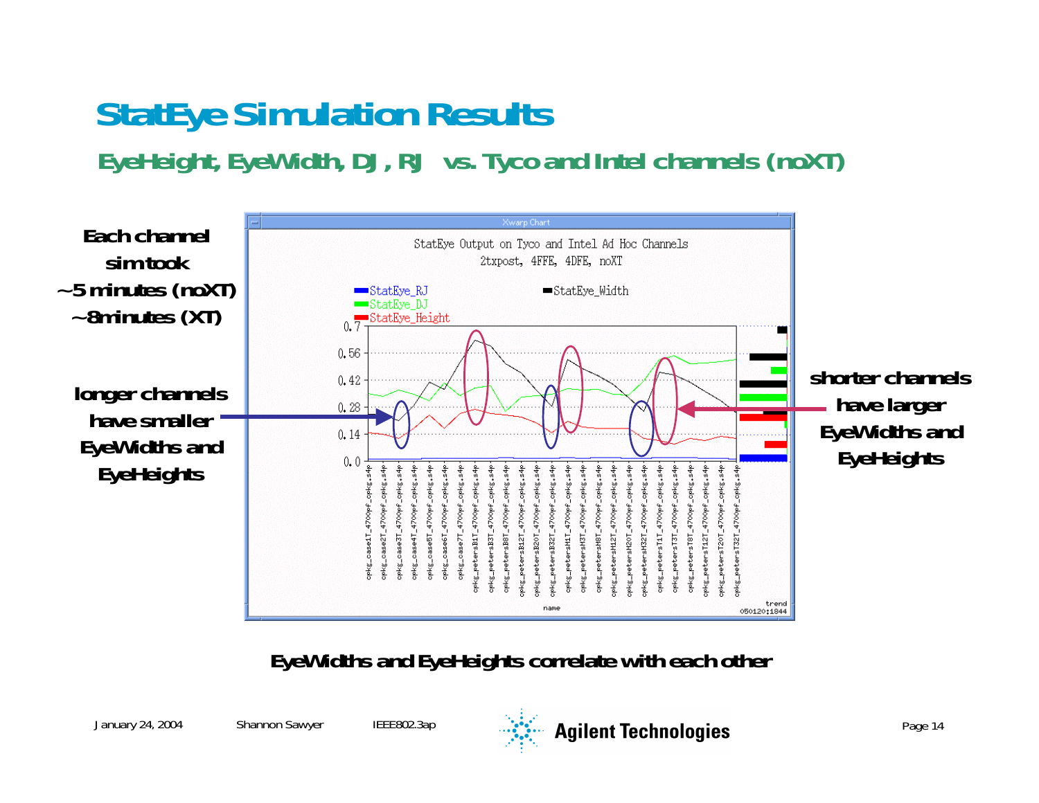# StatEye Simulation Results

## EyeHeight, EyeWidth, DJ , RJ vs. Tyco and Intel channels (noXT)

**Each channel sim took ~5 minutes (noXT) ~8minutes (XT)**

**longer channels have smaller EyeWidths and EyeHeights**

**shorter channels have larger EyeWidths and EyeHeights**

**EyeWidths and EyeHeights correlate with each other**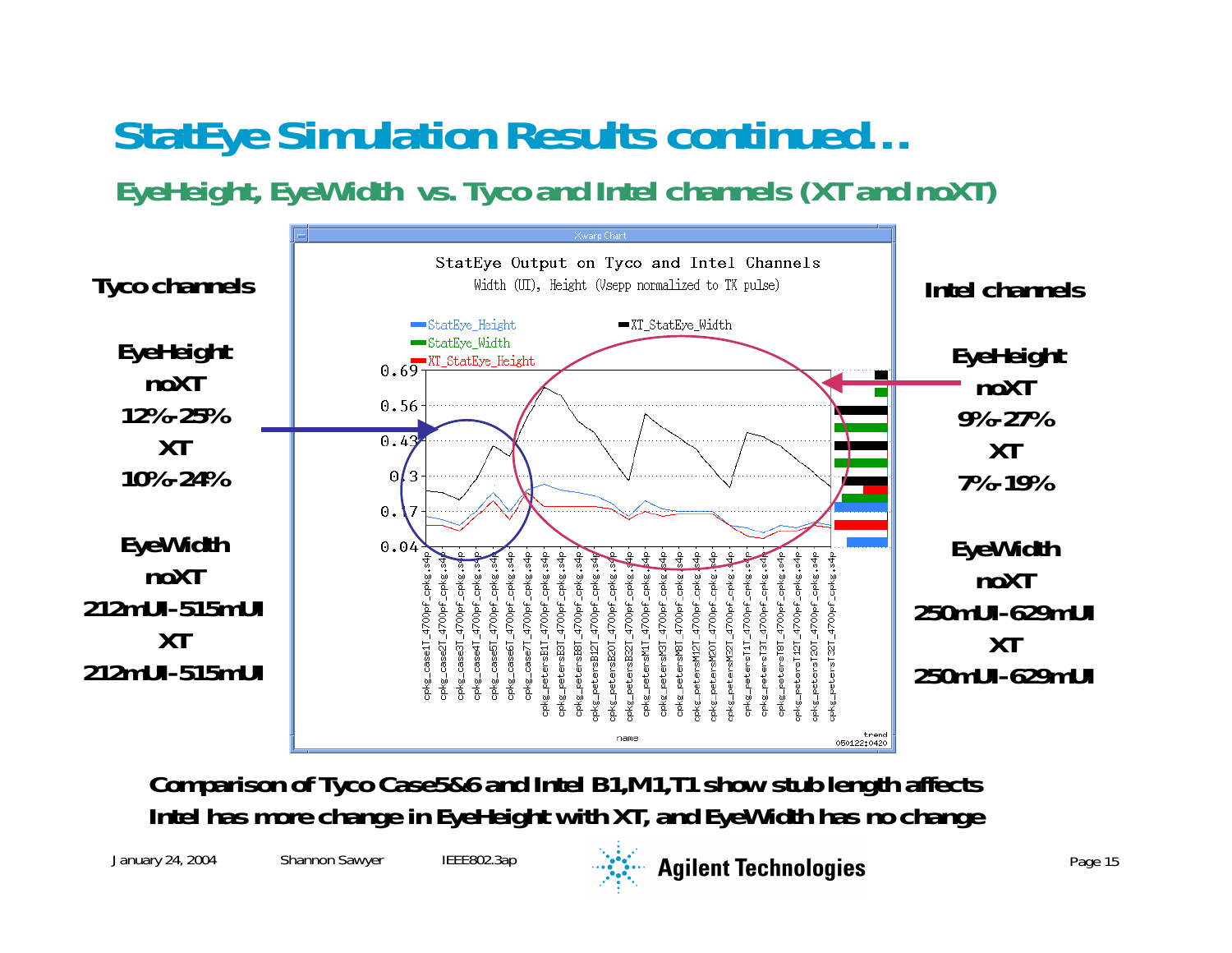# StatEye Simulation Results continued…

## EyeHeight, EyeWidth vs. Tyco and Intel channels (XT and noXT)

**Tyco channels**

**EyeHeight**
**noXT**
**12%-25%**
**XT**
**10%-24%**

**EyeWidth**
**noXT**
**212mUI-515mUI**
**XT**
**212mUI-515mUI**

StatEye Output on Tyco and Intel Channels

Width (UI), Height (Vsepp normalized to TX pulse)

**Intel channels**

**EyeHeight**
**noXT**
**9%-27%**
**XT**
**7%-19%**

**EyeWidth**
**noXT**
**250mUI-629mUI**
**XT**
**250mUI-629mUI**

**Comparison of Tyco Case5&6 and Intel B1,M1,T1 show stub length affects**
**Intel has more change in EyeHeight with XT, and EyeWidth has no change**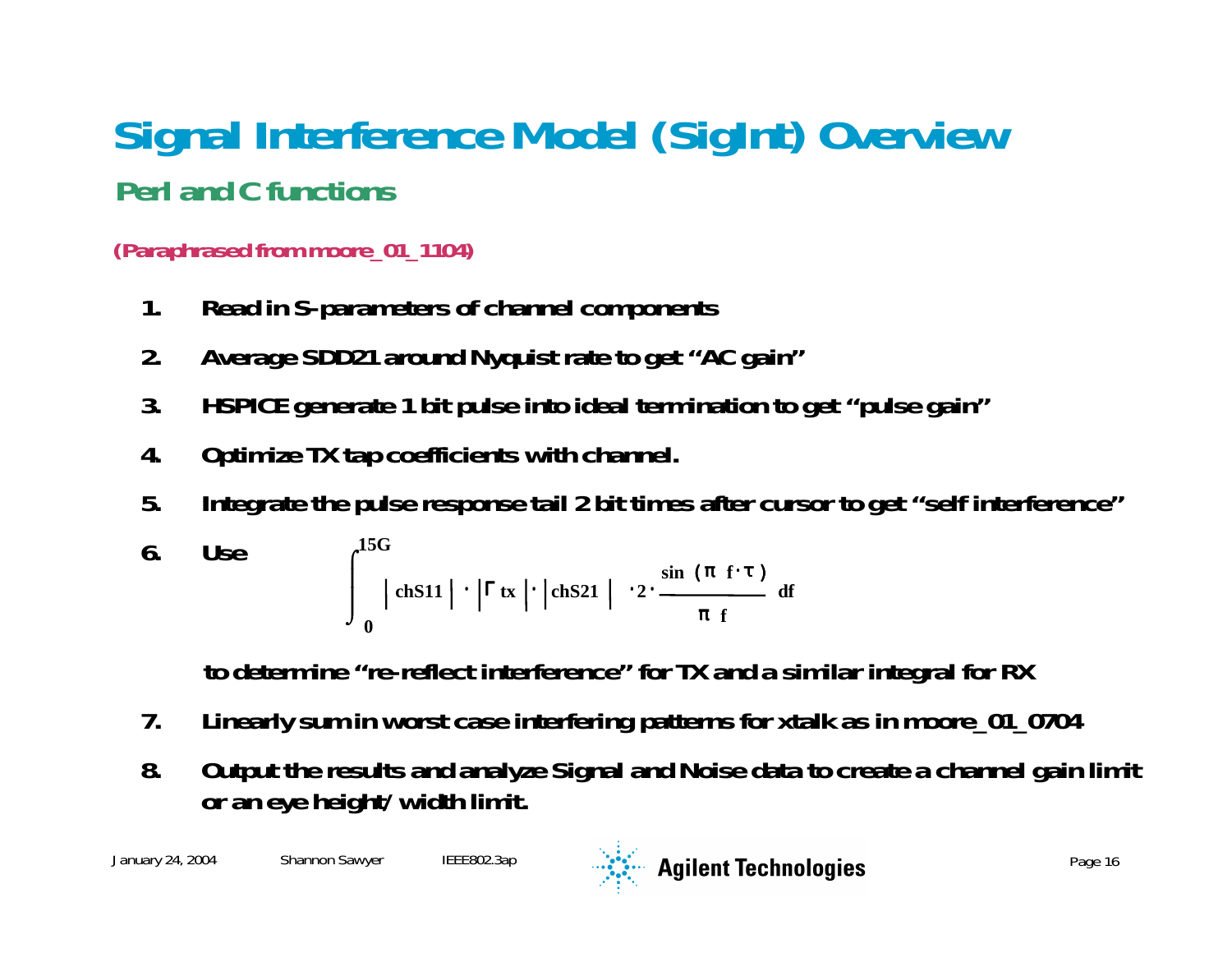# Signal Interference Model (SigInt) Overview

## Perl and C functions

**(Paraphrased from moore_01_1104)**

1. **Read in S-parameters of channel components**
2. **Average SDD21 around Nyquist rate to get "AC gain"**
3. **HSPICE generate 1 bit pulse into ideal termination to get "pulse gain"**
4. **Optimize TX tap coefficients with channel.**
5. **Integrate the pulse response tail 2 bit times after cursor to get "self interference"**
6. **Use**

$$\int_{0}^{15G} \left|chS11\right| \cdot \left|\Gamma_{tx}\right| \cdot \left|chS21\right| \cdot 2 \cdot \frac{\sin(\pi \, f \cdot \tau)}{\pi \, f} \, df$$

   **to determine "re-reflect interference" for TX and a similar integral for RX**

7. **Linearly sum in worst case interfering patterns for xtalk as in moore_01_0704**
8. **Output the results and analyze Signal and Noise data to create a channel gain limit or an eye height/ width limit.**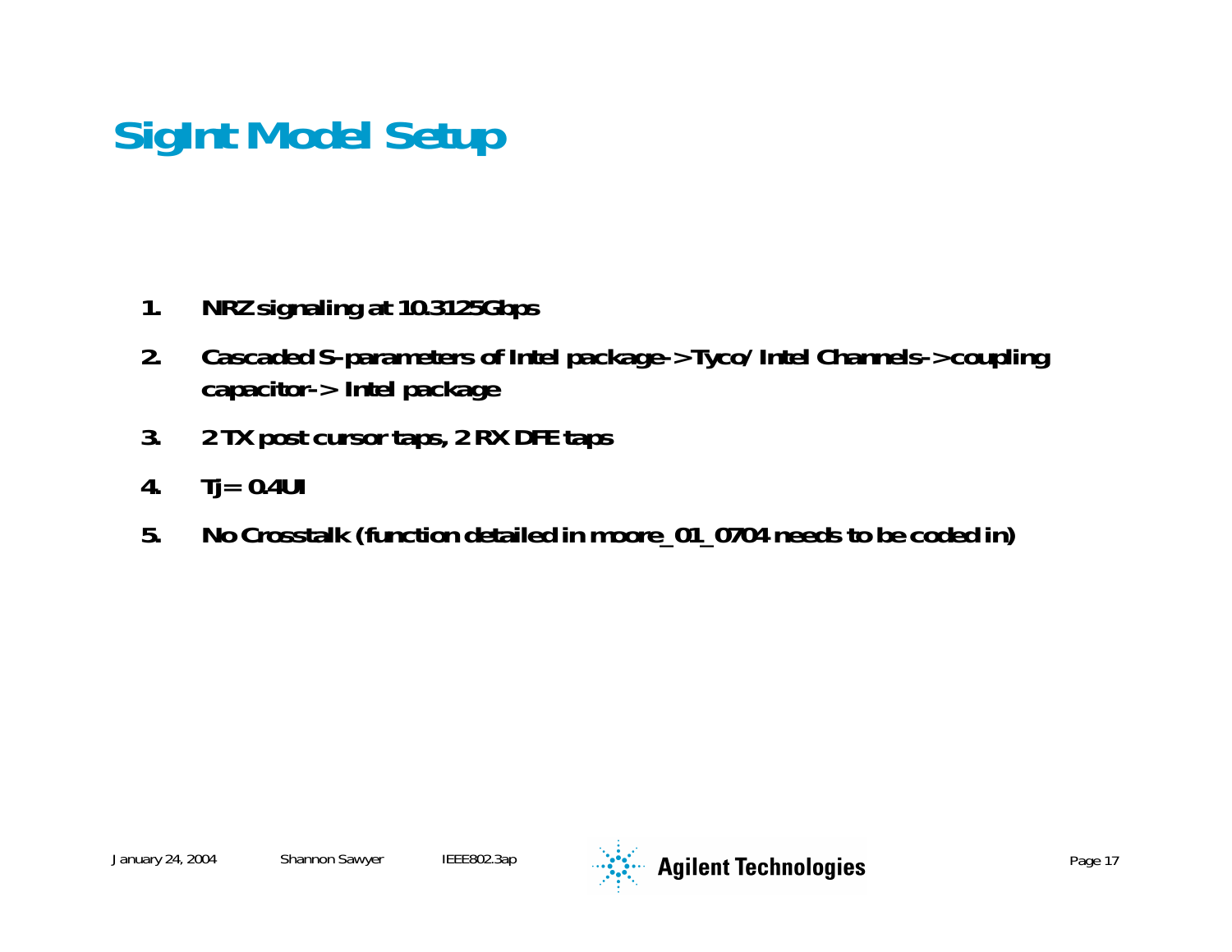# SigInt Model Setup

1. NRZ signaling at 10.3125Gbps
2. Cascaded S-parameters of Intel package->Tyco/Intel Channels->coupling capacitor-> Intel package
3. 2 TX post cursor taps, 2 RX DFE taps
4. Tj= 0.4UI
5. No Crosstalk (function detailed in moore_01_0704 needs to be coded in)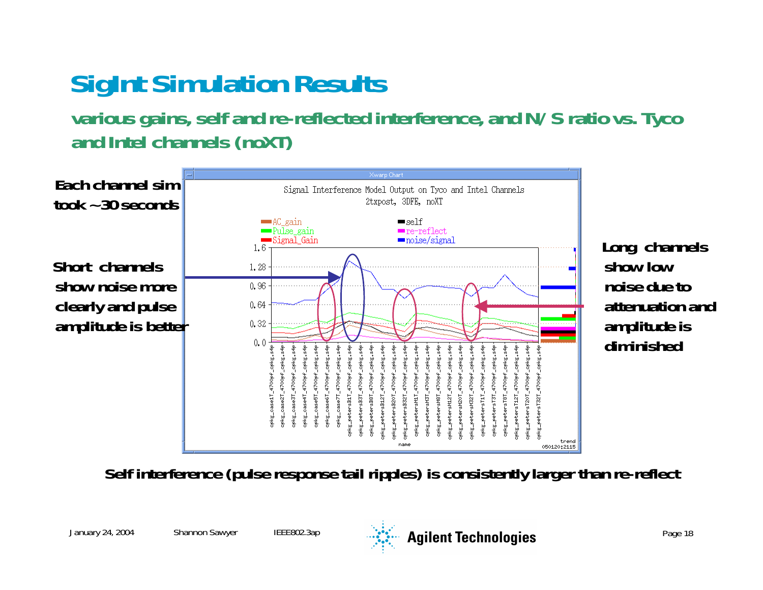# SigInt Simulation Results

## various gains, self and re-reflected interference, and N/S ratio vs. Tyco and Intel channels (noXT)

**Each channel sim took ~30 seconds**

**Short channels show noise more clearly and pulse amplitude is better**

**Long channels show low noise due to attenuation and amplitude is diminished**

Xwarp Chart

Signal Interference Model Output on Tyco and Intel Channels

2txpost, 3DFE, noXT

AC_gain, Pulse_gain, Signal_Gain, self, re-reflect, noise/signal

name

trend 050120:2115

**Self interference (pulse response tail ripples) is consistently larger than re-reflect**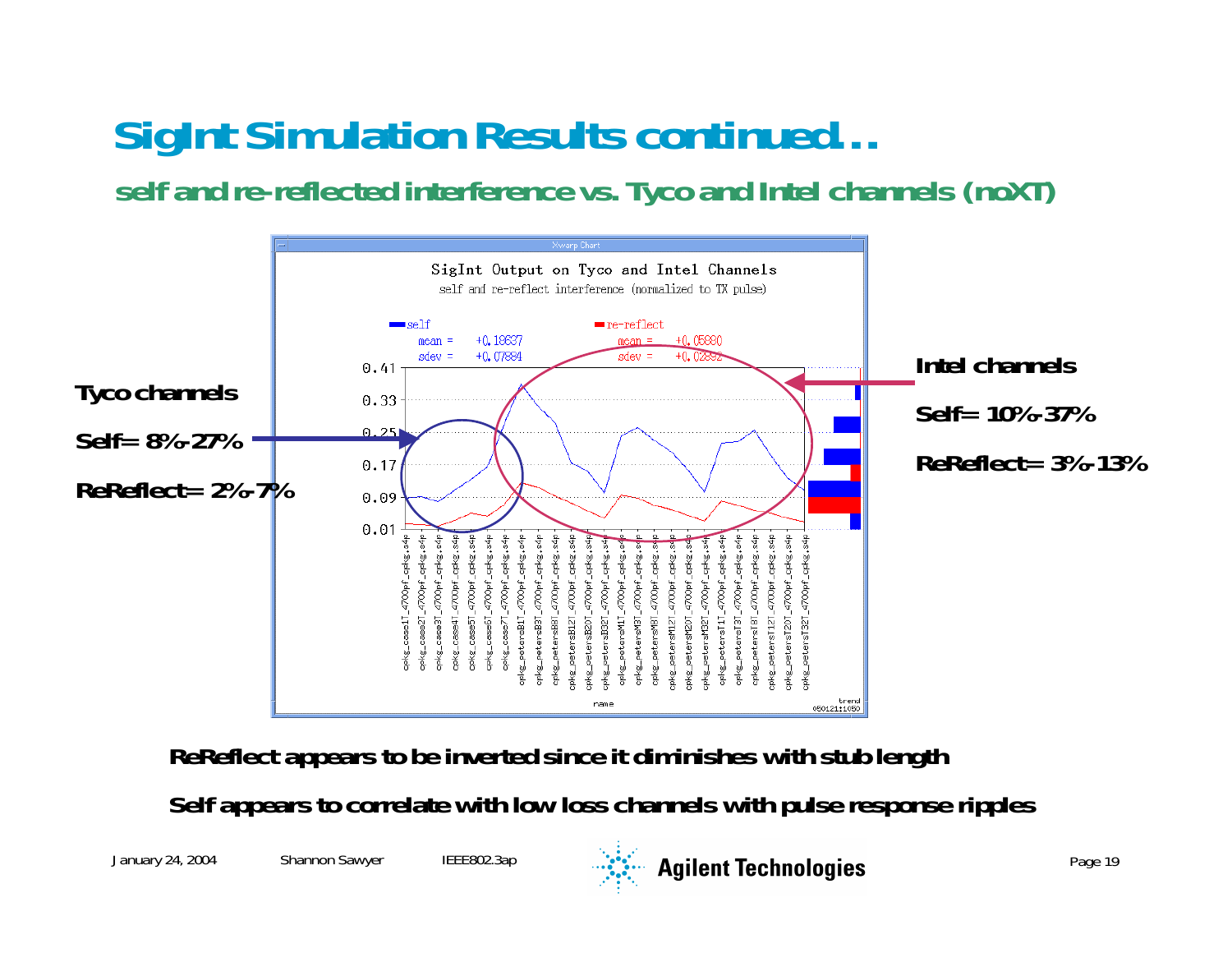# SigInt Simulation Results continued…

## self and re-reflected interference vs. Tyco and Intel channels (noXT)

SigInt Output on Tyco and Intel Channels

self and re-reflect interference (normalized to TX pulse)

self: mean = +0.18837, sdev = +0.07884

re-reflect: mean = +0.05880, sdev = +0.02892

**Tyco channels**

**Self= 8%-27%**

**ReReflect= 2%-7%**

**Intel channels**

**Self= 10%-37%**

**ReReflect= 3%-13%**

**ReReflect appears to be inverted since it diminishes with stub length**

**Self appears to correlate with low loss channels with pulse response ripples**

January 24, 2004 Shannon Sawyer IEEE802.3ap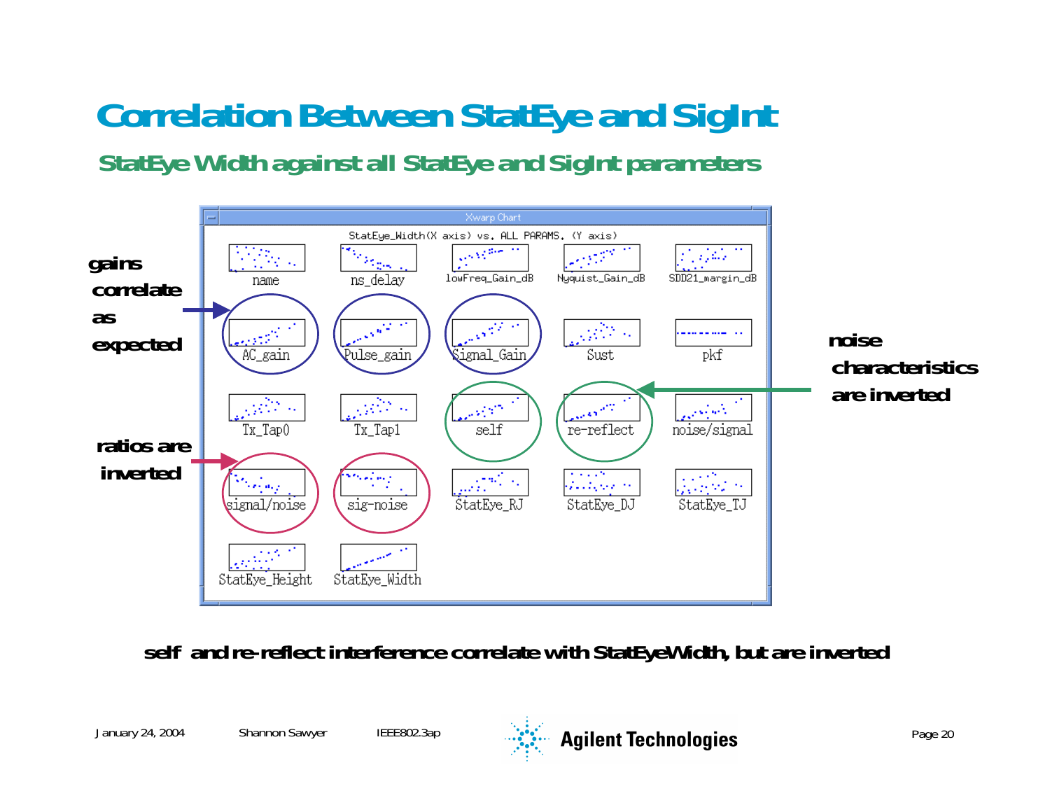# Correlation Between StatEye and SigInt

## StatEye Width against all StatEye and SigInt parameters

Xwarp Chart

StatEye_Width(X axis) vs. ALL PARAMS. (Y axis)

| | | | | |
|---|---|---|---|---|
| name | ns_delay | lowFreq_Gain_dB | Nyquist_Gain_dB | SDD21_margin_dB |
| AC_gain | Pulse_gain | Signal_Gain | Sust | pkf |
| Tx_Tap0 | Tx_Tap1 | self | re-reflect | noise/signal |
| signal/noise | sig-noise | StatEye_RJ | StatEye_DJ | StatEye_TJ |
| StatEye_Height | StatEye_Width | | | |

gains correlate as expected

ratios are inverted

noise characteristics are inverted

**self and re-reflect interference correlate with StatEyeWidth, but are inverted**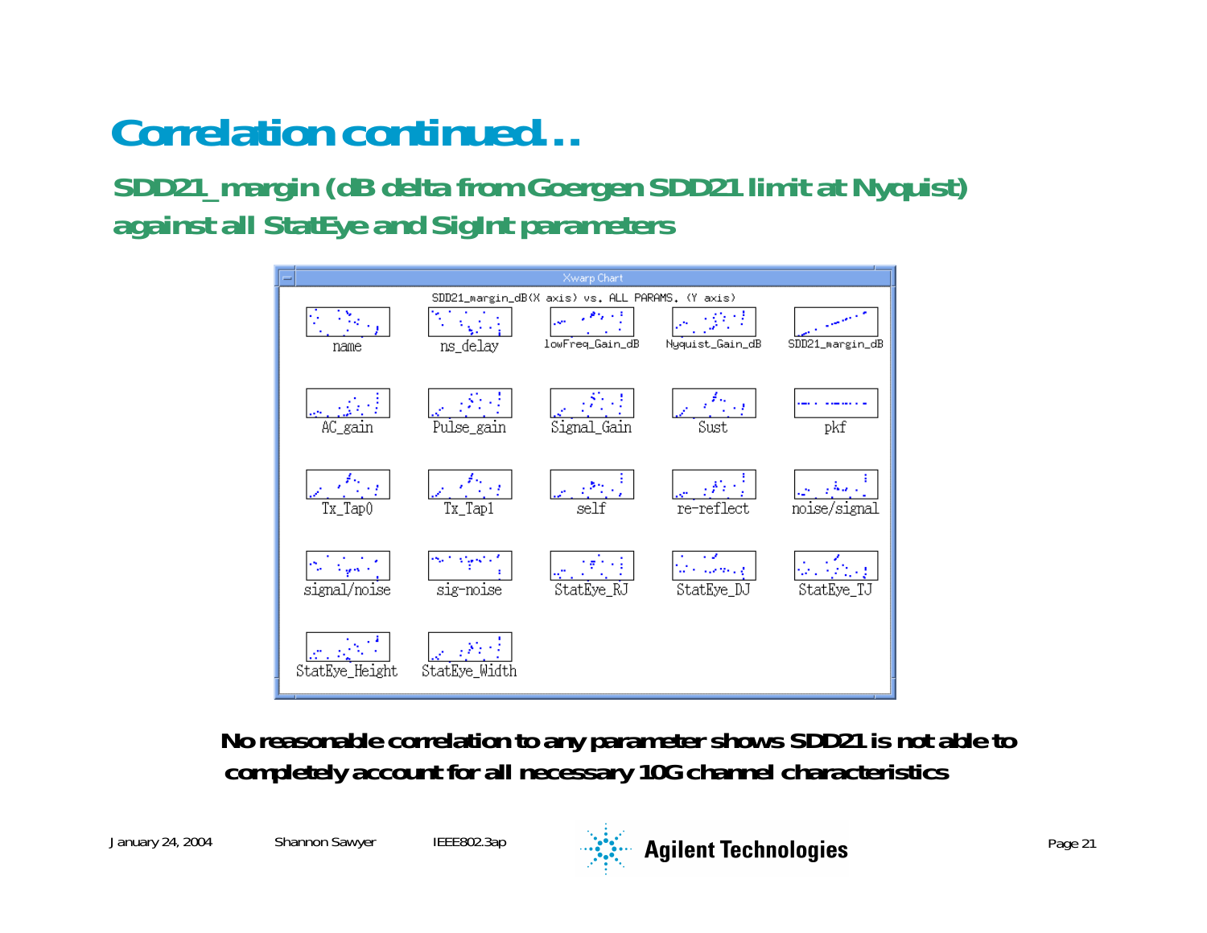# Correlation continued…

## SDD21_margin (dB delta from Goergen SDD21 limit at Nyquist) against all StatEye and SigInt parameters

Xwarp Chart

SDD21_margin_dB(X axis) vs. ALL PARAMS. (Y axis)

name, ns_delay, lowFreq_Gain_dB, Nyquist_Gain_dB, SDD21_margin_dB

AC_gain, Pulse_gain, Signal_Gain, Sust, pkf

Tx_Tap0, Tx_Tap1, self, re-reflect, noise/signal

signal/noise, sig-noise, StatEye_RJ, StatEye_DJ, StatEye_TJ

StatEye_Height, StatEye_Width

**No reasonable correlation to any parameter shows SDD21 is not able to completely account for all necessary 10G channel characteristics**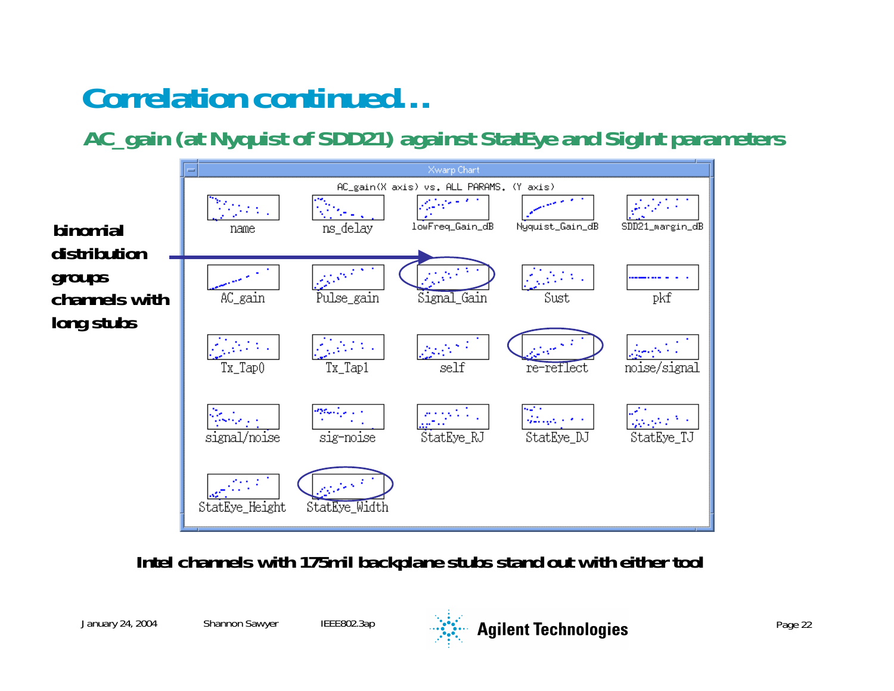# Correlation continued…

## AC_gain (at Nyquist of SDD21) against StatEye and SigInt parameters

**binomial distribution groups channels with long stubs**

Xwarp Chart

AC_gain(X axis) vs. ALL PARAMS. (Y axis)

name, ns_delay, lowFreq_Gain_dB, Nyquist_Gain_dB, SDD21_margin_dB, AC_gain, Pulse_gain, Signal_Gain, Sust, pkf, Tx_Tap0, Tx_Tap1, self, re-reflect, noise/signal, signal/noise, sig-noise, StatEye_RJ, StatEye_DJ, StatEye_TJ, StatEye_Height, StatEye_Width

**Intel channels with 175mil backplane stubs stand out with either tool**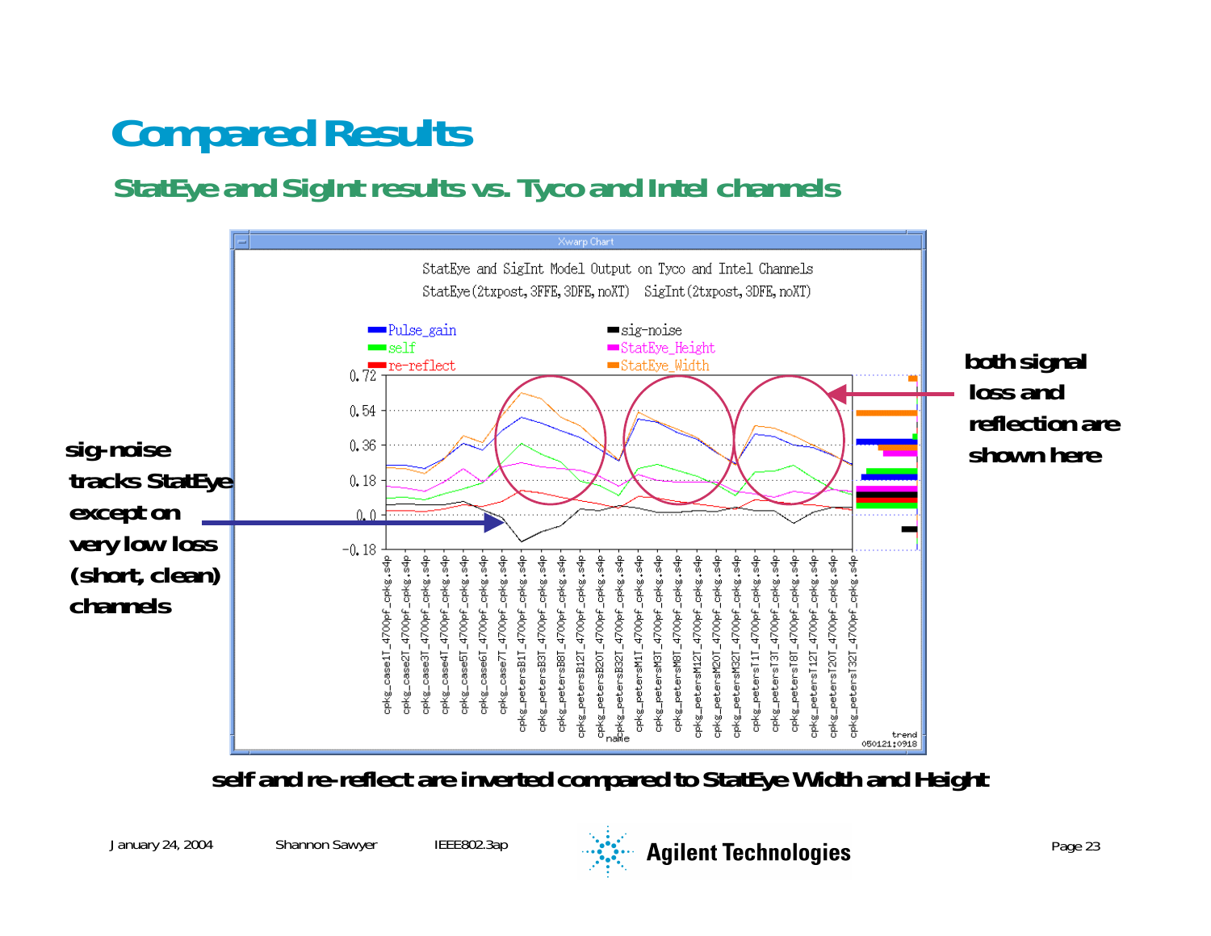# Compared Results

## StatEye and SigInt results vs. Tyco and Intel channels

StatEye and SigInt Model Output on Tyco and Intel Channels

StatEye(2txpost, 3FFE, 3DFE, noXT)   SigInt(2txpost, 3DFE, noXT)

Legend: Pulse_gain, self, re-reflect, sig-noise, StatEye_Height, StatEye_Width

**sig-noise tracks StatEye except on very low loss (short, clean) channels**

**both signal loss and reflection are shown here**

**self and re-reflect are inverted compared to StatEye Width and Height**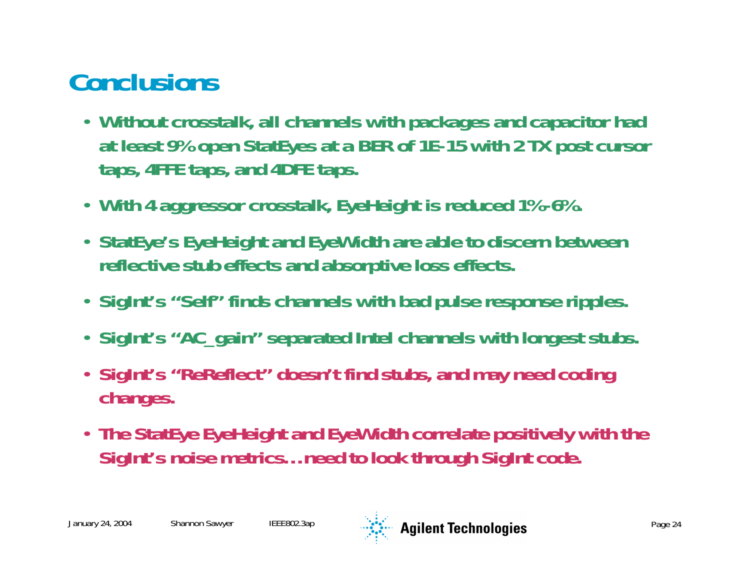# Conclusions

- Without crosstalk, all channels with packages and capacitor had at least 9% open StatEyes at a BER of 1E-15 with 2 TX post cursor taps, 4FFE taps, and 4DFE taps.
- With 4 aggressor crosstalk, EyeHeight is reduced 1%-6%.
- StatEye's EyeHeight and EyeWidth are able to discern between reflective stub effects and absorptive loss effects.
- SigInt's "Self" finds channels with bad pulse response ripples.
- SigInt's "AC_gain" separated Intel channels with longest stubs.
- SigInt's "ReReflect" doesn't find stubs, and may need coding changes.
- The StatEye EyeHeight and EyeWidth correlate positively with the SigInt's noise metrics…need to look through SigInt code.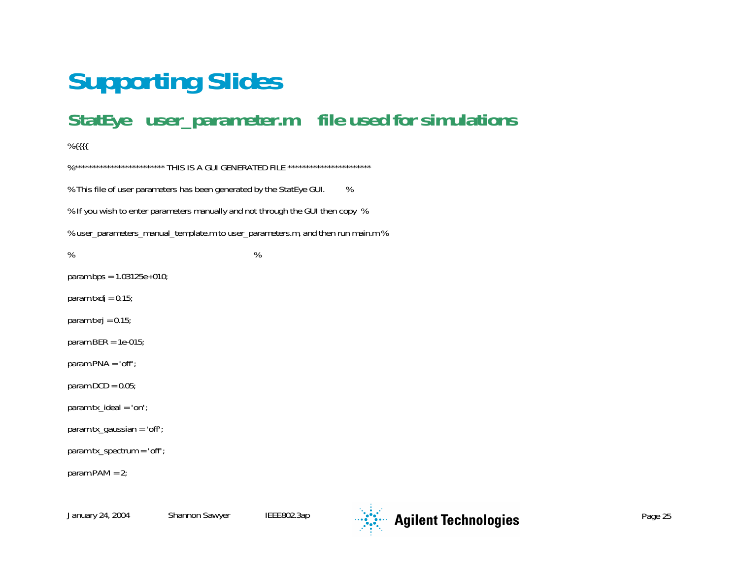# Supporting Slides

## StatEye user_parameter.m file used for simulations

```
%{{{{
%************************** THIS IS A GUI GENERATED FILE ************************
% This file of user parameters has been generated by the StatEye GUI.          %
% If you wish to enter parameters manually and not through the GUI then copy  %
% user_parameters_manual_template.m to user_parameters.m, and then run main.m %
%                                                                              %
param.bps = 1.03125e+010;
param.txdj = 0.15;
param.txrj = 0.15;
param.BER = 1e-015;
param.PNA = 'off';
param.DCD = 0.05;
param.tx_ideal = 'on';
param.tx_gaussian = 'off';
param.tx_spectrum = 'off';
param.PAM = 2;
```

January 24, 2004 Shannon Sawyer IEEE802.3ap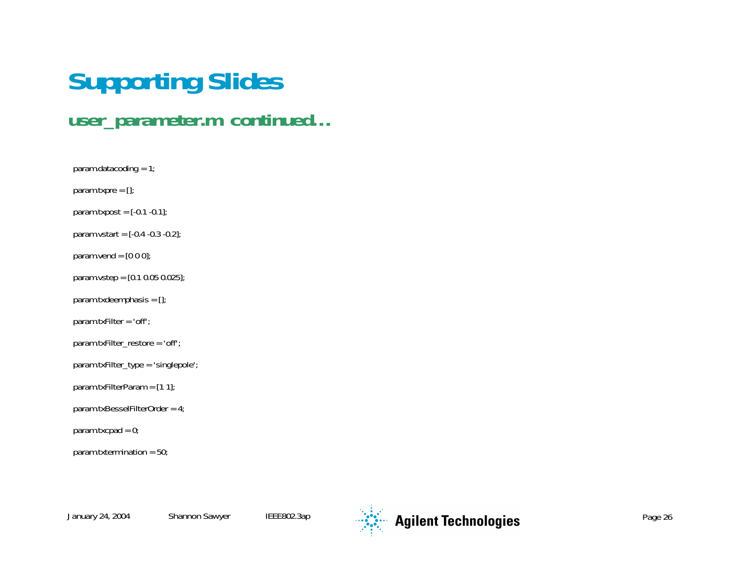# Supporting Slides

## user_parameter.m continued…

```
param.datacoding = 1;
param.txpre = [];
param.txpost = [-0.1 -0.1];
param.vstart = [-0.4 -0.3 -0.2];
param.vend = [0 0 0];
param.vstep = [0.1 0.05 0.025];
param.txdeemphasis = [];
param.txFilter = 'off';
param.txFilter_restore = 'off';
param.txFilter_type = 'singlepole';
param.txFilterParam = [1 1];
param.txBesselFilterOrder = 4;
param.txcpad = 0;
param.txtermination = 50;
```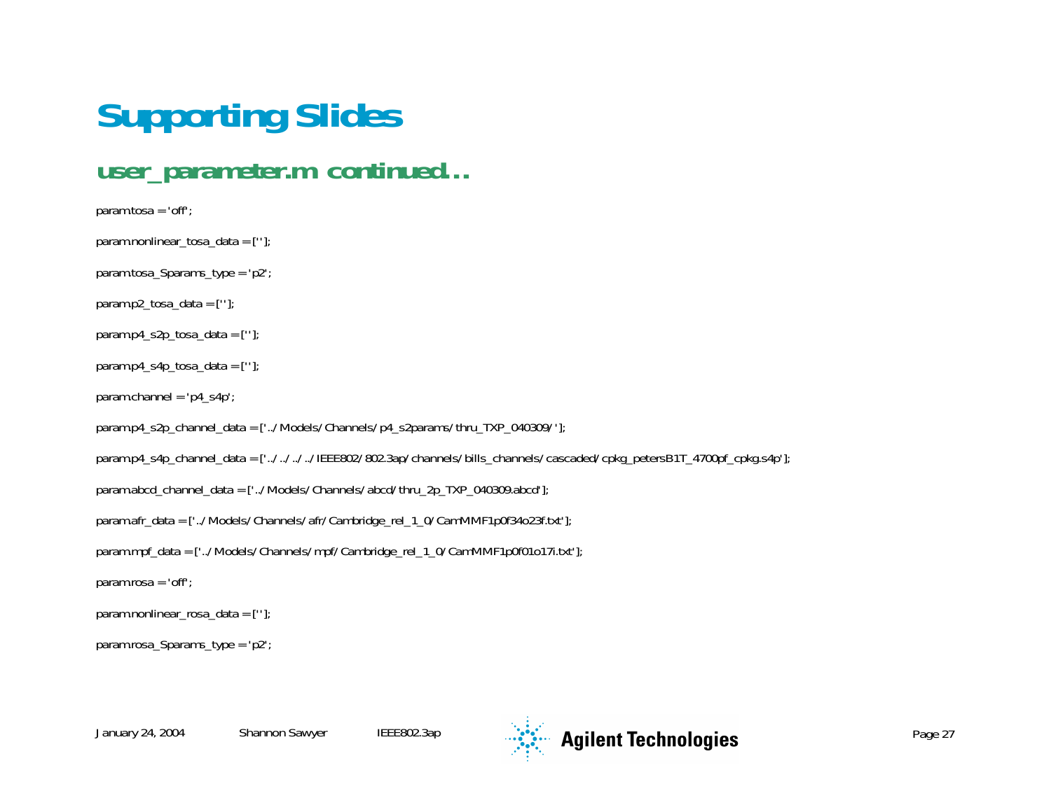# Supporting Slides

## user_parameter.m continued…

```
param.tosa = 'off';

param.nonlinear_tosa_data = [''];

param.tosa_Sparams_type = 'p2';

param.p2_tosa_data = [''];

param.p4_s2p_tosa_data = [''];

param.p4_s4p_tosa_data = [''];

param.channel = 'p4_s4p';

param.p4_s2p_channel_data = ['../Models/Channels/p4_s2params/thru_TXP_040309/'];

param.p4_s4p_channel_data = ['../../../../IEEE802/802.3ap/channels/bills_channels/cascaded/cpkg_petersB1T_4700pf_cpkg.s4p'];

param.abcd_channel_data = ['../Models/Channels/abcd/thru_2p_TXP_040309.abcd'];

param.afr_data = ['../Models/Channels/afr/Cambridge_rel_1_0/CamMMF1p0f34o23f.txt'];

param.mpf_data = ['../Models/Channels/mpf/Cambridge_rel_1_0/CamMMF1p0f01o17i.txt'];

param.rosa = 'off';

param.nonlinear_rosa_data = [''];

param.rosa_Sparams_type = 'p2';
```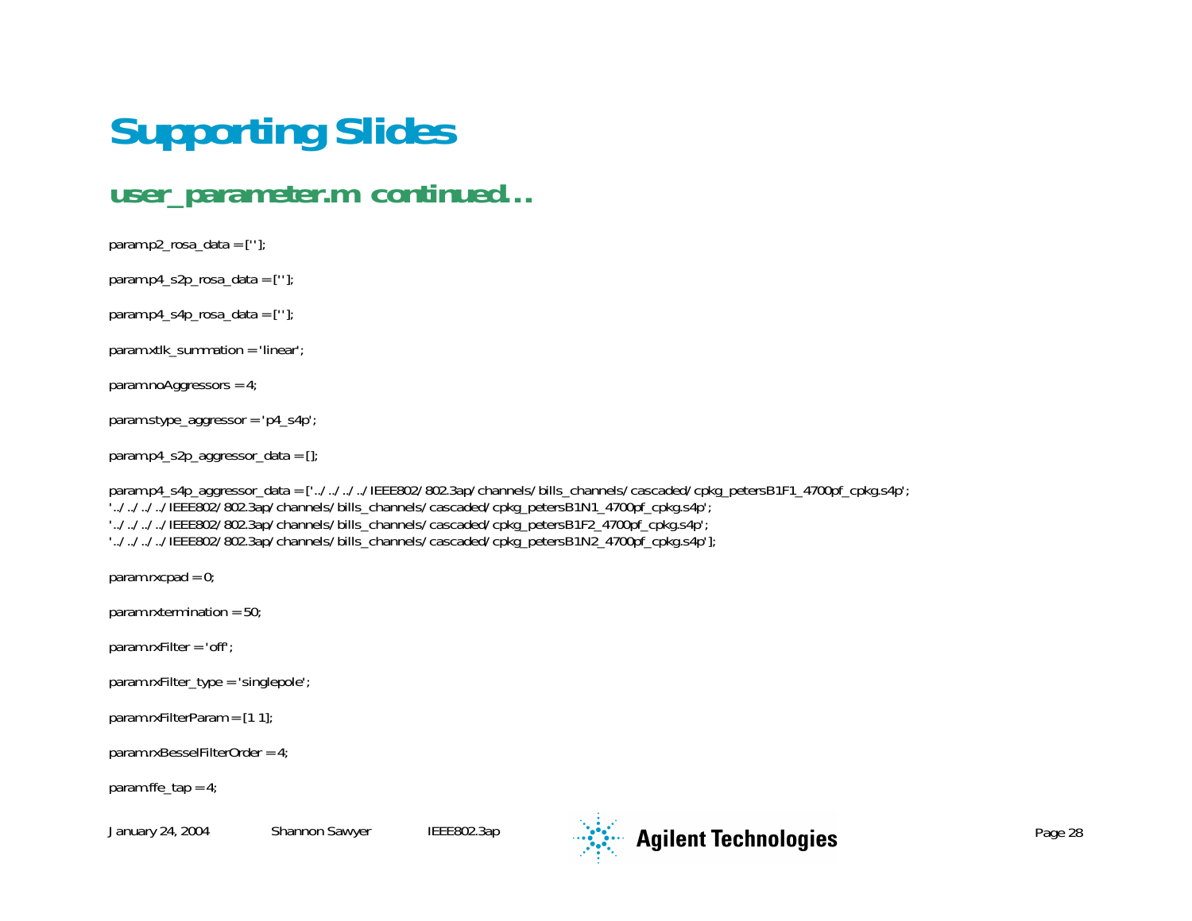# Supporting Slides

## user_parameter.m continued…

```
param.p2_rosa_data = [''];

param.p4_s2p_rosa_data = [''];

param.p4_s4p_rosa_data = [''];

param.xtlk_summation = 'linear';

param.noAggressors = 4;

param.stype_aggressor = 'p4_s4p';

param.p4_s2p_aggressor_data = [];

param.p4_s4p_aggressor_data = ['../../../../IEEE802/802.3ap/channels/bills_channels/cascaded/cpkg_petersB1F1_4700pf_cpkg.s4p';
'../../../../IEEE802/802.3ap/channels/bills_channels/cascaded/cpkg_petersB1N1_4700pf_cpkg.s4p';
'../../../../IEEE802/802.3ap/channels/bills_channels/cascaded/cpkg_petersB1F2_4700pf_cpkg.s4p';
'../../../../IEEE802/802.3ap/channels/bills_channels/cascaded/cpkg_petersB1N2_4700pf_cpkg.s4p'];

param.rxcpad = 0;

param.rxtermination = 50;

param.rxFilter = 'off';

param.rxFilter_type = 'singlepole';

param.rxFilterParam = [1 1];

param.rxBesselFilterOrder = 4;

param.ffe_tap = 4;
```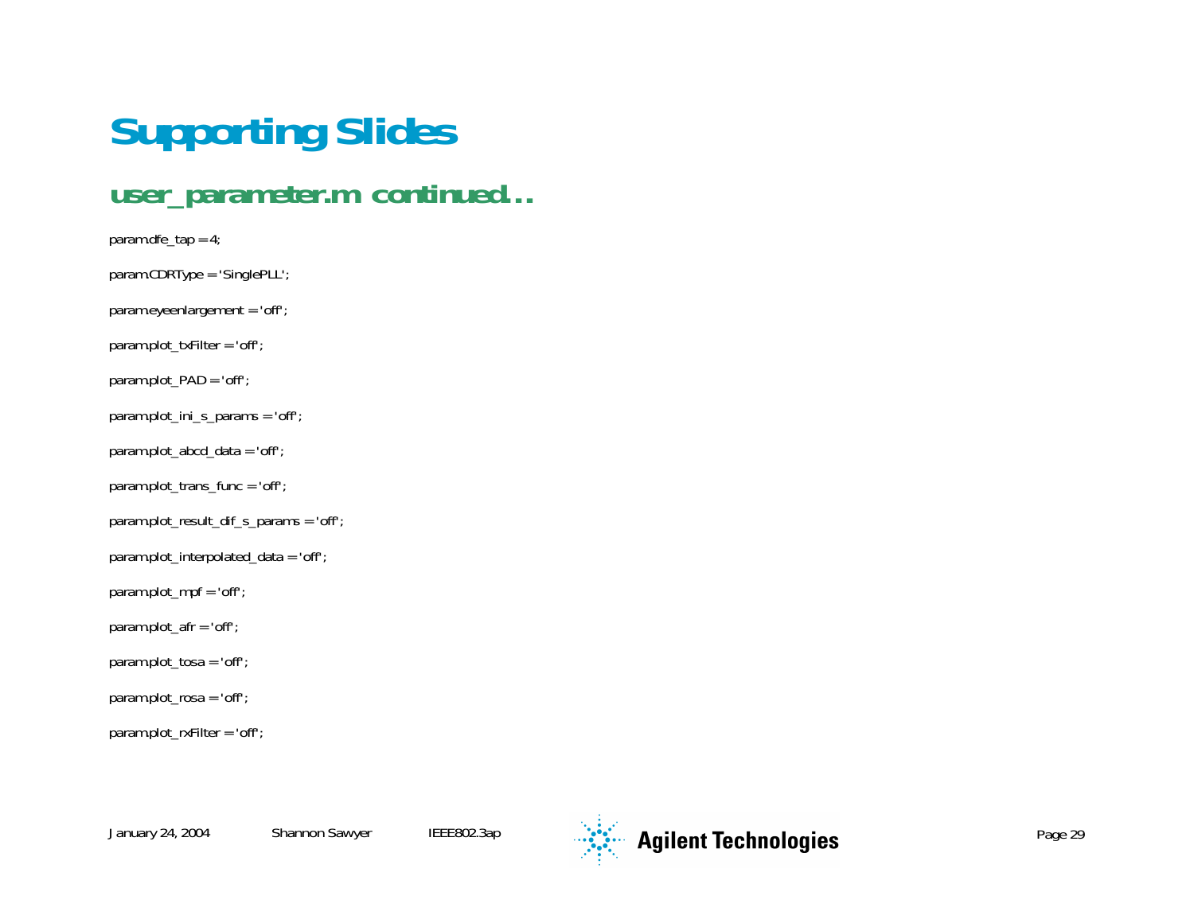# Supporting Slides

## user_parameter.m continued…

```
param.dfe_tap = 4;

param.CDRType = 'SinglePLL';

param.eyeenlargement = 'off';

param.plot_txFilter = 'off';

param.plot_PAD = 'off';

param.plot_ini_s_params = 'off';

param.plot_abcd_data = 'off';

param.plot_trans_func = 'off';

param.plot_result_dif_s_params = 'off';

param.plot_interpolated_data = 'off';

param.plot_mpf = 'off';

param.plot_afr = 'off';

param.plot_tosa = 'off';

param.plot_rosa = 'off';

param.plot_rxFilter = 'off';
```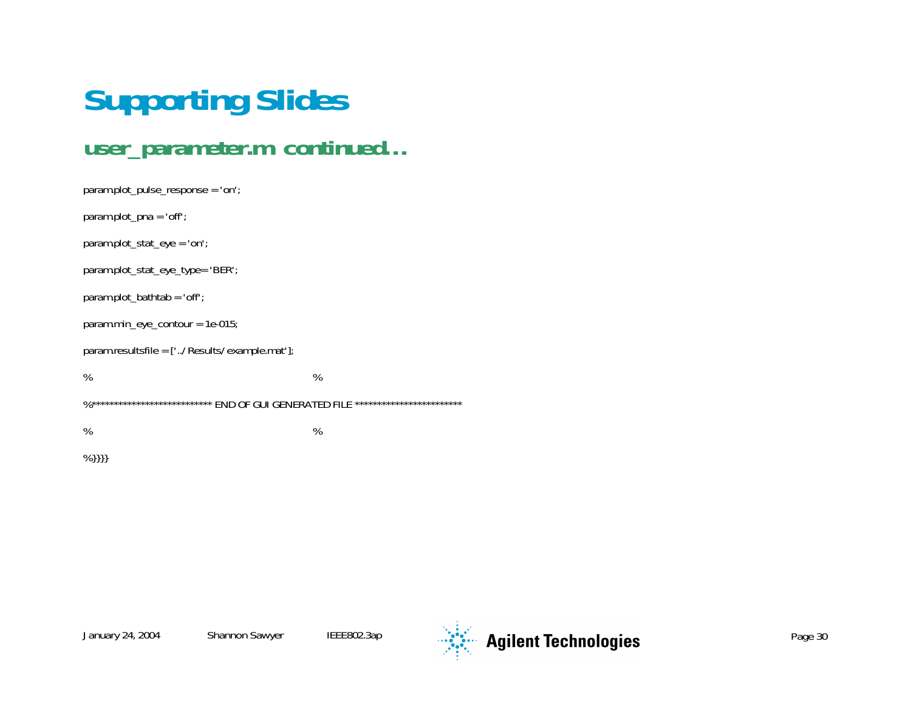# Supporting Slides

## user_parameter.m continued…

```
param.plot_pulse_response = 'on';

param.plot_pna = 'off';

param.plot_stat_eye = 'on';

param.plot_stat_eye_type='BER';

param.plot_bathtab = 'off';

param.min_eye_contour = 1e-015;

param.resultsfile = ['../Results/example.mat'];

%                                                   %

%*************************** END OF GUI GENERATED FILE ************************

%                                                   %

%}}}}
```